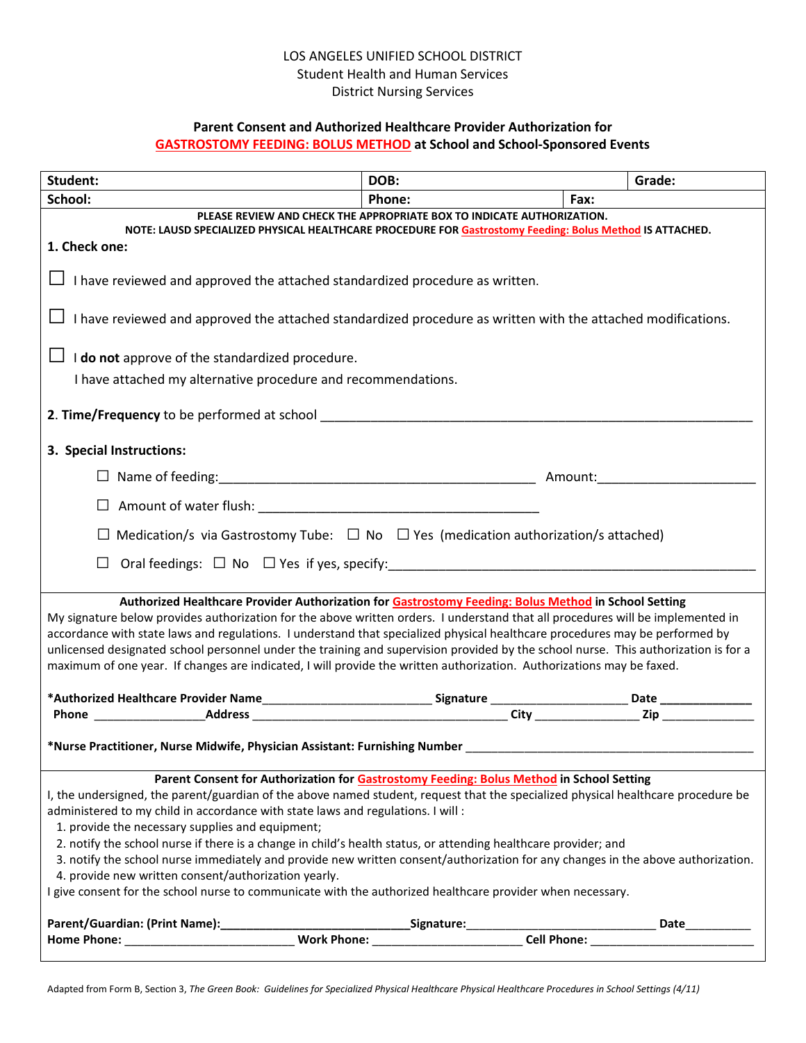LOS ANGELES UNIFIED SCHOOL DISTRICT
Student Health and Human Services
District Nursing Services

## Parent Consent and Authorized Healthcare Provider Authorization for GASTROSTOMY FEEDING: BOLUS METHOD at School and School-Sponsored Events

| **Student:** | **DOB:** | | **Grade:** |
|---|---|---|---|
| **School:** | **Phone:** | **Fax:** | |

**PLEASE REVIEW AND CHECK THE APPROPRIATE BOX TO INDICATE AUTHORIZATION.**
**NOTE: LAUSD SPECIALIZED PHYSICAL HEALTHCARE PROCEDURE FOR Gastrostomy Feeding: Bolus Method IS ATTACHED.**

**1. Check one:**

☐ I have reviewed and approved the attached standardized procedure as written.

☐ I have reviewed and approved the attached standardized procedure as written with the attached modifications.

☐ I **do not** approve of the standardized procedure.
I have attached my alternative procedure and recommendations.

**2. Time/Frequency** to be performed at school ______________________________________________

**3. Special Instructions:**

☐ Name of feeding:_________________________________ Amount:____________________

☐ Amount of water flush: ______________________________

☐ Medication/s via Gastrostomy Tube: ☐ No ☐ Yes (medication authorization/s attached)

☐ Oral feedings: ☐ No ☐ Yes if yes, specify:________________________________________

**Authorized Healthcare Provider Authorization for Gastrostomy Feeding: Bolus Method in School Setting**

My signature below provides authorization for the above written orders. I understand that all procedures will be implemented in accordance with state laws and regulations. I understand that specialized physical healthcare procedures may be performed by unlicensed designated school personnel under the training and supervision provided by the school nurse. This authorization is for a maximum of one year. If changes are indicated, I will provide the written authorization. Authorizations may be faxed.

**\*Authorized Healthcare Provider Name**_____________________ **Signature** ________________ **Date** ___________
**Phone** ______________**Address** ______________________________ **City** ____________ **Zip** ___________

**\*Nurse Practitioner, Nurse Midwife, Physician Assistant: Furnishing Number** ____________________________________

**Parent Consent for Authorization for Gastrostomy Feeding: Bolus Method in School Setting**

I, the undersigned, the parent/guardian of the above named student, request that the specialized physical healthcare procedure be administered to my child in accordance with state laws and regulations. I will :

1. provide the necessary supplies and equipment;
2. notify the school nurse if there is a change in child's health status, or attending healthcare provider; and
3. notify the school nurse immediately and provide new written consent/authorization for any changes in the above authorization.
4. provide new written consent/authorization yearly.

I give consent for the school nurse to communicate with the authorized healthcare provider when necessary.

**Parent/Guardian: (Print Name):**________________________**Signature:**________________________ **Date**_________
**Home Phone:** ____________________ **Work Phone:** ___________________ **Cell Phone:** ____________________

Adapted from Form B, Section 3, *The Green Book: Guidelines for Specialized Physical Healthcare Physical Healthcare Procedures in School Settings (4/11)*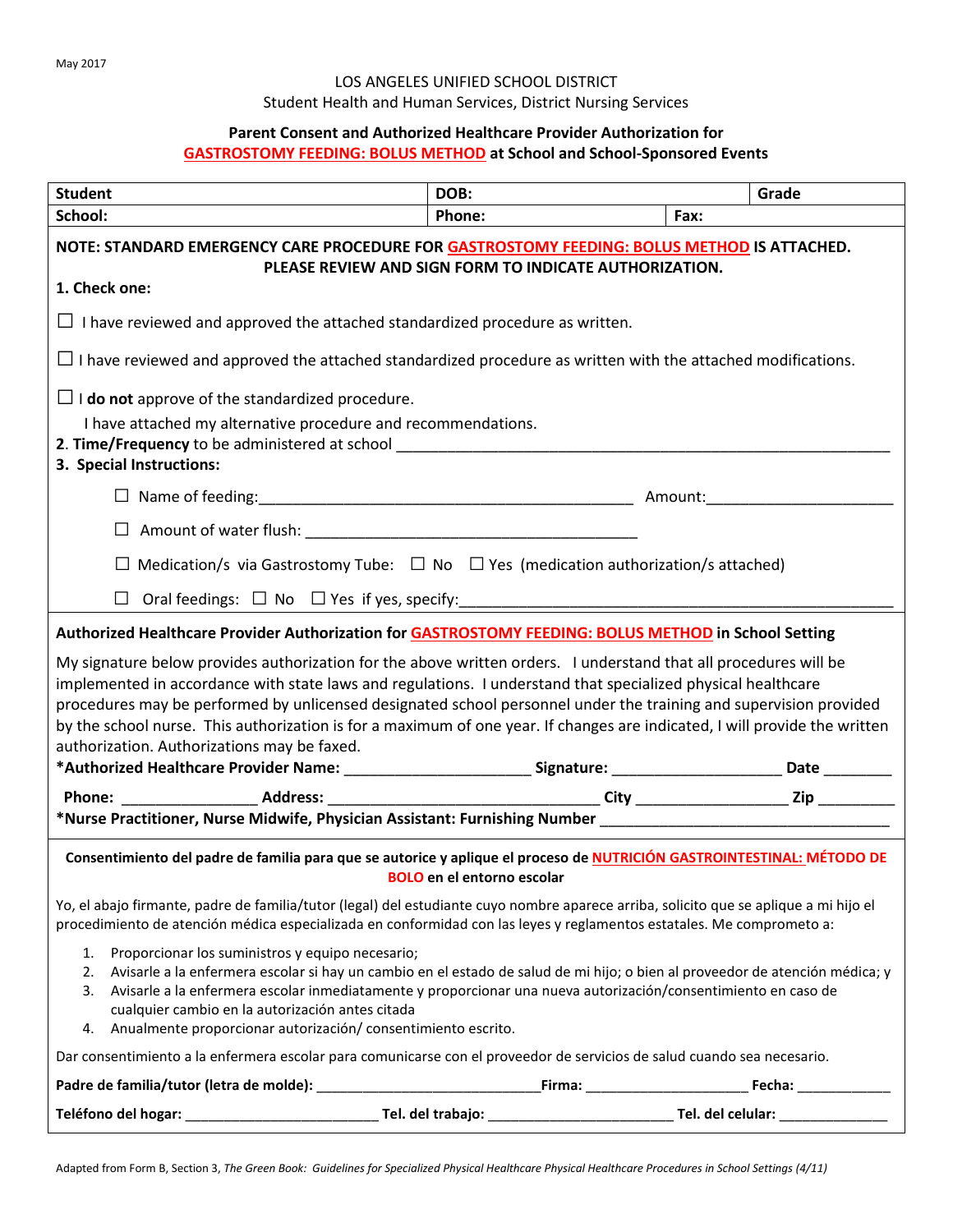May 2017

LOS ANGELES UNIFIED SCHOOL DISTRICT
Student Health and Human Services, District Nursing Services

**Parent Consent and Authorized Healthcare Provider Authorization for GASTROSTOMY FEEDING: BOLUS METHOD at School and School-Sponsored Events**

| **Student** | **DOB:** | | **Grade** |
|---|---|---|---|
| **School:** | **Phone:** | **Fax:** | |

**NOTE: STANDARD EMERGENCY CARE PROCEDURE FOR GASTROSTOMY FEEDING: BOLUS METHOD IS ATTACHED. PLEASE REVIEW AND SIGN FORM TO INDICATE AUTHORIZATION.**

**1. Check one:**

☐ I have reviewed and approved the attached standardized procedure as written.

☐ I have reviewed and approved the attached standardized procedure as written with the attached modifications.

☐ I **do not** approve of the standardized procedure.
I have attached my alternative procedure and recommendations.

**2. Time/Frequency** to be administered at school ______________________________________________

**3. Special Instructions:**

☐ Name of feeding:___________________________________ Amount:_________________

☐ Amount of water flush: _______________________________

☐ Medication/s via Gastrostomy Tube: ☐ No ☐ Yes (medication authorization/s attached)

☐ Oral feedings: ☐ No ☐ Yes if yes, specify:_______________________________________

**Authorized Healthcare Provider Authorization for GASTROSTOMY FEEDING: BOLUS METHOD in School Setting**

My signature below provides authorization for the above written orders. I understand that all procedures will be implemented in accordance with state laws and regulations. I understand that specialized physical healthcare procedures may be performed by unlicensed designated school personnel under the training and supervision provided by the school nurse. This authorization is for a maximum of one year. If changes are indicated, I will provide the written authorization. Authorizations may be faxed.

**\*Authorized Healthcare Provider Name:** _________________ **Signature:** ________________ **Date** _______

**Phone:** ______________ **Address:** ___________________________ **City** _______________ **Zip** ________

**\*Nurse Practitioner, Nurse Midwife, Physician Assistant: Furnishing Number** ___________________________

**Consentimiento del padre de familia para que se autorice y aplique el proceso de NUTRICIÓN GASTROINTESTINAL: MÉTODO DE BOLO en el entorno escolar**

Yo, el abajo firmante, padre de familia/tutor (legal) del estudiante cuyo nombre aparece arriba, solicito que se aplique a mi hijo el procedimiento de atención médica especializada en conformidad con las leyes y reglamentos estatales. Me comprometo a:

1. Proporcionar los suministros y equipo necesario;
2. Avisarle a la enfermera escolar si hay un cambio en el estado de salud de mi hijo; o bien al proveedor de atención médica; y
3. Avisarle a la enfermera escolar inmediatamente y proporcionar una nueva autorización/consentimiento en caso de cualquier cambio en la autorización antes citada
4. Anualmente proporcionar autorización/ consentimiento escrito.

Dar consentimiento a la enfermera escolar para comunicarse con el proveedor de servicios de salud cuando sea necesario.

**Padre de familia/tutor (letra de molde):** _______________________ **Firma:** ________________ **Fecha:** __________

**Teléfono del hogar:** ____________________ **Tel. del trabajo:** ____________________ **Tel. del celular:** ____________

Adapted from Form B, Section 3, *The Green Book: Guidelines for Specialized Physical Healthcare Physical Healthcare Procedures in School Settings (4/11)*